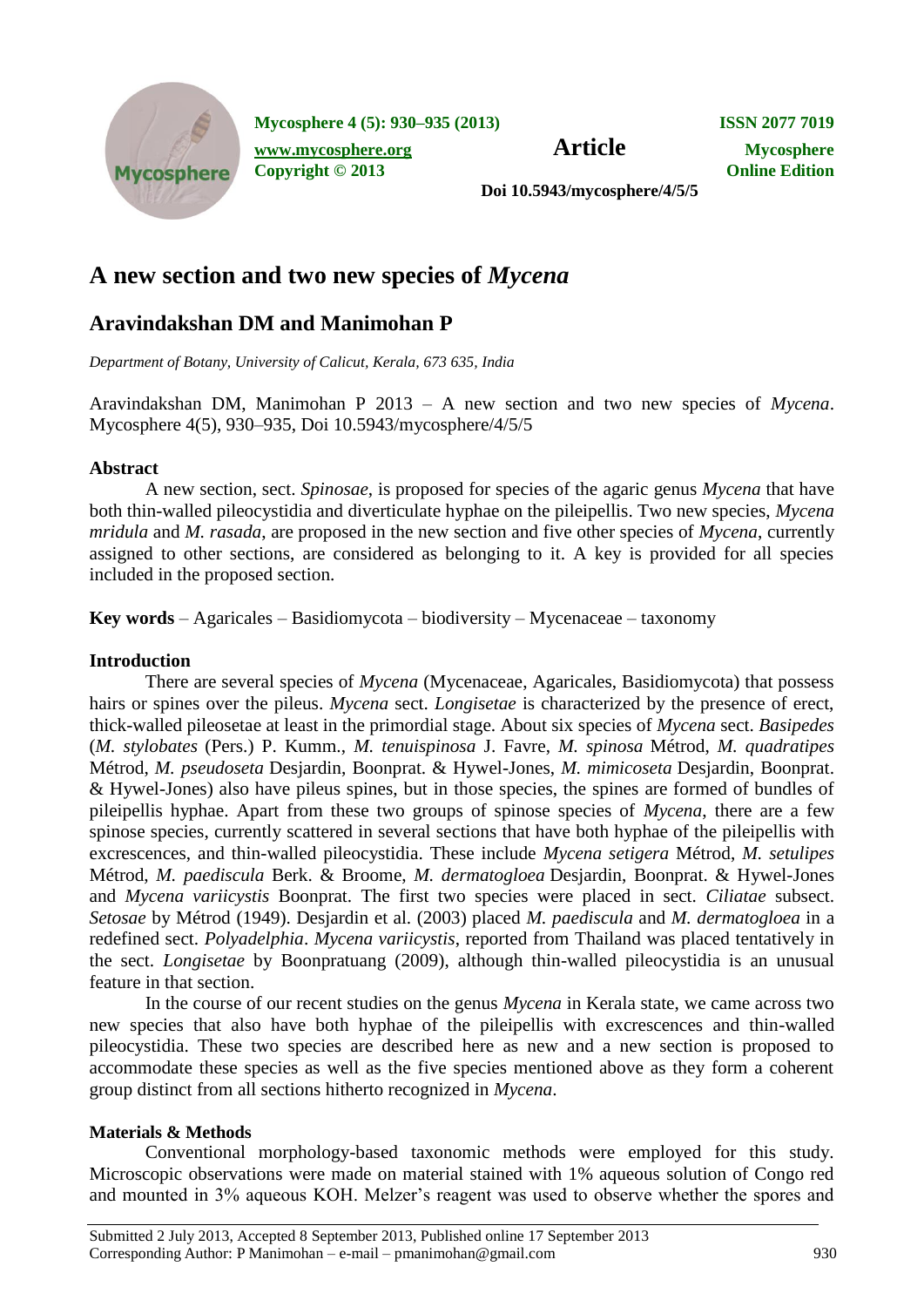# A new section and two new species of *Mycena*

## Aravindakshan DM and Manimohan P

*Department of Botany, University of Calicut, Kerala, 673 635, India*

Aravindakshan DM, Manimohan P 2013 – A new section and two new species of *Mycena*. Mycosphere 4(5), 930–935, Doi 10.5943/mycosphere/4/5/5

### Abstract

A new section, sect. *Spinosae*, is proposed for species of the agaric genus *Mycena* that have both thin-walled pileocystidia and diverticulate hyphae on the pileipellis. Two new species, *Mycena mridula* and *M. rasada*, are proposed in the new section and five other species of *Mycena*, currently assigned to other sections, are considered as belonging to it. A key is provided for all species included in the proposed section.

**Key words** – Agaricales – Basidiomycota – biodiversity – Mycenaceae – taxonomy

### Introduction

There are several species of *Mycena* (Mycenaceae, Agaricales, Basidiomycota) that possess hairs or spines over the pileus. *Mycena* sect. *Longisetae* is characterized by the presence of erect, thick-walled pileosetae at least in the primordial stage. About six species of *Mycena* sect. *Basipedes* (*M. stylobates* (Pers.) P. Kumm., *M. tenuispinosa* J. Favre, *M. spinosa* Métrod, *M. quadratipes* Métrod, *M. pseudoseta* Desjardin, Boonprat. & Hywel-Jones, *M. mimicoseta* Desjardin, Boonprat. & Hywel-Jones) also have pileus spines, but in those species, the spines are formed of bundles of pileipellis hyphae. Apart from these two groups of spinose species of *Mycena*, there are a few spinose species, currently scattered in several sections that have both hyphae of the pileipellis with excrescences, and thin-walled pileocystidia. These include *Mycena setigera* Métrod, *M. setulipes* Métrod, *M. paediscula* Berk. & Broome, *M. dermatogloea* Desjardin, Boonprat. & Hywel-Jones and *Mycena variicystis* Boonprat. The first two species were placed in sect. *Ciliatae* subsect. *Setosae* by Métrod (1949). Desjardin et al. (2003) placed *M. paediscula* and *M. dermatogloea* in a redefined sect. *Polyadelphia*. *Mycena variicystis*, reported from Thailand was placed tentatively in the sect. *Longisetae* by Boonpratuang (2009), although thin-walled pileocystidia is an unusual feature in that section.

In the course of our recent studies on the genus *Mycena* in Kerala state, we came across two new species that also have both hyphae of the pileipellis with excrescences and thin-walled pileocystidia. These two species are described here as new and a new section is proposed to accommodate these species as well as the five species mentioned above as they form a coherent group distinct from all sections hitherto recognized in *Mycena*.

### Materials & Methods

Conventional morphology-based taxonomic methods were employed for this study. Microscopic observations were made on material stained with 1% aqueous solution of Congo red and mounted in 3% aqueous KOH. Melzer's reagent was used to observe whether the spores and

Submitted 2 July 2013, Accepted 8 September 2013, Published online 17 September 2013
Corresponding Author: P Manimohan – e-mail – pmanimohan@gmail.com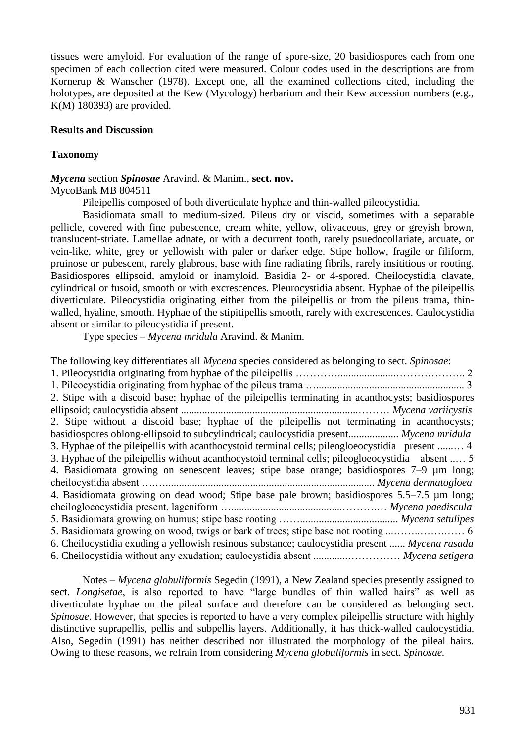tissues were amyloid. For evaluation of the range of spore-size, 20 basidiospores each from one specimen of each collection cited were measured. Colour codes used in the descriptions are from Kornerup & Wanscher (1978). Except one, all the examined collections cited, including the holotypes, are deposited at the Kew (Mycology) herbarium and their Kew accession numbers (e.g., K(M) 180393) are provided.

## Results and Discussion

### Taxonomy

***Mycena*** **section *Spinosae*** Aravind. & Manim., **sect. nov.**
MycoBank MB 804511

Pileipellis composed of both diverticulate hyphae and thin-walled pileocystidia.

Basidiomata small to medium-sized. Pileus dry or viscid, sometimes with a separable pellicle, covered with fine pubescence, cream white, yellow, olivaceous, grey or greyish brown, translucent-striate. Lamellae adnate, or with a decurrent tooth, rarely psuedocollariate, arcuate, or vein-like, white, grey or yellowish with paler or darker edge. Stipe hollow, fragile or filiform, pruinose or pubescent, rarely glabrous, base with fine radiating fibrils, rarely insititious or rooting. Basidiospores ellipsoid, amyloid or inamyloid. Basidia 2- or 4-spored. Cheilocystidia clavate, cylindrical or fusoid, smooth or with excrescences. Pleurocystidia absent. Hyphae of the pileipellis diverticulate. Pileocystidia originating either from the pileipellis or from the pileus trama, thin-walled, hyaline, smooth. Hyphae of the stipitipellis smooth, rarely with excrescences. Caulocystidia absent or similar to pileocystidia if present.

Type species – *Mycena mridula* Aravind. & Manim.

The following key differentiates all *Mycena* species considered as belonging to sect. *Spinosae*:

1. Pileocystidia originating from hyphae of the pileipellis ………….....................……………….. 2
1. Pileocystidia originating from hyphae of the pileus trama …....................................................... 3
2. Stipe with a discoid base; hyphae of the pileipellis terminating in acanthocysts; basidiospores ellipsoid; caulocystidia absent ..................................................................……… *Mycena variicystis*
2. Stipe without a discoid base; hyphae of the pileipellis not terminating in acanthocysts; basidiospores oblong-ellipsoid to subcylindrical; caulocystidia present................... *Mycena mridula*
3. Hyphae of the pileipellis with acanthocystoid terminal cells; pileogloeocystidia present ......… 4
3. Hyphae of the pileipellis without acanthocystoid terminal cells; pileogloeocystidia absent ..… 5
4. Basidiomata growing on senescent leaves; stipe base orange; basidiospores 7–9 µm long; cheilocystidia absent ……................................................................................ *Mycena dermatogloea*
4. Basidiomata growing on dead wood; Stipe base pale brown; basidiospores 5.5–7.5 µm long; cheilogloeocystidia present, lageniform …..........................................…….….… *Mycena paediscula*
5. Basidiomata growing on humus; stipe base rooting ……...................................... *Mycena setulipes*
5. Basidiomata growing on wood, twigs or bark of trees; stipe base not rooting ...……..…….…… 6
6. Cheilocystidia exuding a yellowish resinous substance; caulocystidia present ...... *Mycena rasada*
6. Cheilocystidia without any exudation; caulocystidia absent ............…………… *Mycena setigera*

Notes – *Mycena globuliformis* Segedin (1991), a New Zealand species presently assigned to sect. *Longisetae*, is also reported to have "large bundles of thin walled hairs" as well as diverticulate hyphae on the pileal surface and therefore can be considered as belonging sect. *Spinosae*. However, that species is reported to have a very complex pileipellis structure with highly distinctive suprapellis, pellis and subpellis layers. Additionally, it has thick-walled caulocystidia. Also, Segedin (1991) has neither described nor illustrated the morphology of the pileal hairs. Owing to these reasons, we refrain from considering *Mycena globuliformis* in sect. *Spinosae.*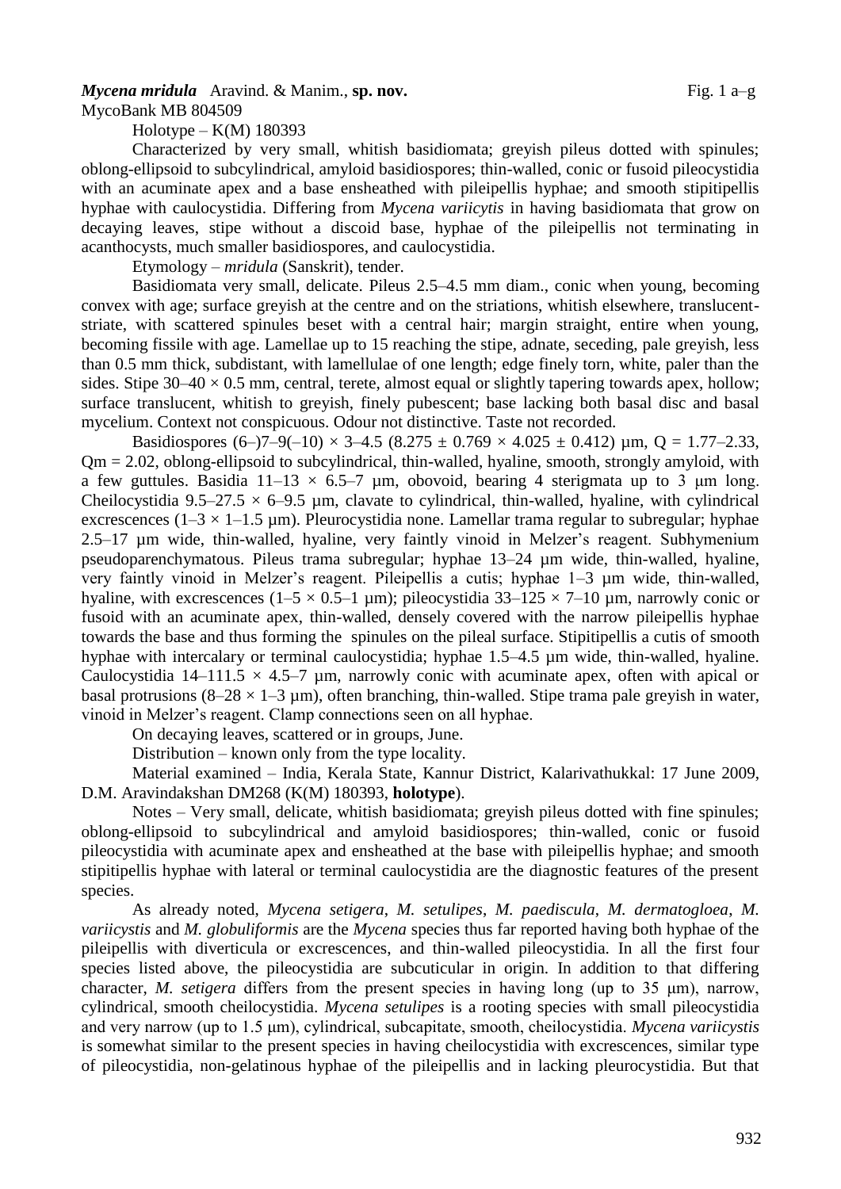***Mycena mridula*** Aravind. & Manim., **sp. nov.** Fig. 1 a–g

MycoBank MB 804509

Holotype – K(M) 180393

Characterized by very small, whitish basidiomata; greyish pileus dotted with spinules; oblong-ellipsoid to subcylindrical, amyloid basidiospores; thin-walled, conic or fusoid pileocystidia with an acuminate apex and a base ensheathed with pileipellis hyphae; and smooth stipitipellis hyphae with caulocystidia. Differing from *Mycena variicytis* in having basidiomata that grow on decaying leaves, stipe without a discoid base, hyphae of the pileipellis not terminating in acanthocysts, much smaller basidiospores, and caulocystidia.

Etymology – *mridula* (Sanskrit), tender.

Basidiomata very small, delicate. Pileus 2.5–4.5 mm diam., conic when young, becoming convex with age; surface greyish at the centre and on the striations, whitish elsewhere, translucent-striate, with scattered spinules beset with a central hair; margin straight, entire when young, becoming fissile with age. Lamellae up to 15 reaching the stipe, adnate, seceding, pale greyish, less than 0.5 mm thick, subdistant, with lamellulae of one length; edge finely torn, white, paler than the sides. Stipe 30–40 × 0.5 mm, central, terete, almost equal or slightly tapering towards apex, hollow; surface translucent, whitish to greyish, finely pubescent; base lacking both basal disc and basal mycelium. Context not conspicuous. Odour not distinctive. Taste not recorded.

Basidiospores (6–)7–9(–10) × 3–4.5 (8.275 ± 0.769 × 4.025 ± 0.412) µm, Q = 1.77–2.33, Qm = 2.02, oblong-ellipsoid to subcylindrical, thin-walled, hyaline, smooth, strongly amyloid, with a few guttules. Basidia 11–13 × 6.5–7 µm, obovoid, bearing 4 sterigmata up to 3 µm long. Cheilocystidia 9.5–27.5 × 6–9.5 µm, clavate to cylindrical, thin-walled, hyaline, with cylindrical excrescences (1–3 × 1–1.5 µm). Pleurocystidia none. Lamellar trama regular to subregular; hyphae 2.5–17 µm wide, thin-walled, hyaline, very faintly vinoid in Melzer's reagent. Subhymenium pseudoparenchymatous. Pileus trama subregular; hyphae 13–24 µm wide, thin-walled, hyaline, very faintly vinoid in Melzer's reagent. Pileipellis a cutis; hyphae 1–3 µm wide, thin-walled, hyaline, with excrescences (1–5 × 0.5–1 µm); pileocystidia 33–125 × 7–10 µm, narrowly conic or fusoid with an acuminate apex, thin-walled, densely covered with the narrow pileipellis hyphae towards the base and thus forming the spinules on the pileal surface. Stipitipellis a cutis of smooth hyphae with intercalary or terminal caulocystidia; hyphae 1.5–4.5 µm wide, thin-walled, hyaline. Caulocystidia 14–111.5 × 4.5–7 µm, narrowly conic with acuminate apex, often with apical or basal protrusions (8–28 × 1–3 µm), often branching, thin-walled. Stipe trama pale greyish in water, vinoid in Melzer's reagent. Clamp connections seen on all hyphae.

On decaying leaves, scattered or in groups, June.

Distribution – known only from the type locality.

Material examined – India, Kerala State, Kannur District, Kalarivathukkal: 17 June 2009, D.M. Aravindakshan DM268 (K(M) 180393, **holotype**).

Notes – Very small, delicate, whitish basidiomata; greyish pileus dotted with fine spinules; oblong-ellipsoid to subcylindrical and amyloid basidiospores; thin-walled, conic or fusoid pileocystidia with acuminate apex and ensheathed at the base with pileipellis hyphae; and smooth stipitipellis hyphae with lateral or terminal caulocystidia are the diagnostic features of the present species.

As already noted, *Mycena setigera*, *M. setulipes*, *M. paediscula*, *M. dermatogloea*, *M. variicystis* and *M. globuliformis* are the *Mycena* species thus far reported having both hyphae of the pileipellis with diverticula or excrescences, and thin-walled pileocystidia. In all the first four species listed above, the pileocystidia are subcuticular in origin. In addition to that differing character, *M. setigera* differs from the present species in having long (up to 35 µm), narrow, cylindrical, smooth cheilocystidia. *Mycena setulipes* is a rooting species with small pileocystidia and very narrow (up to 1.5 µm), cylindrical, subcapitate, smooth, cheilocystidia. *Mycena variicystis* is somewhat similar to the present species in having cheilocystidia with excrescences, similar type of pileocystidia, non-gelatinous hyphae of the pileipellis and in lacking pleurocystidia. But that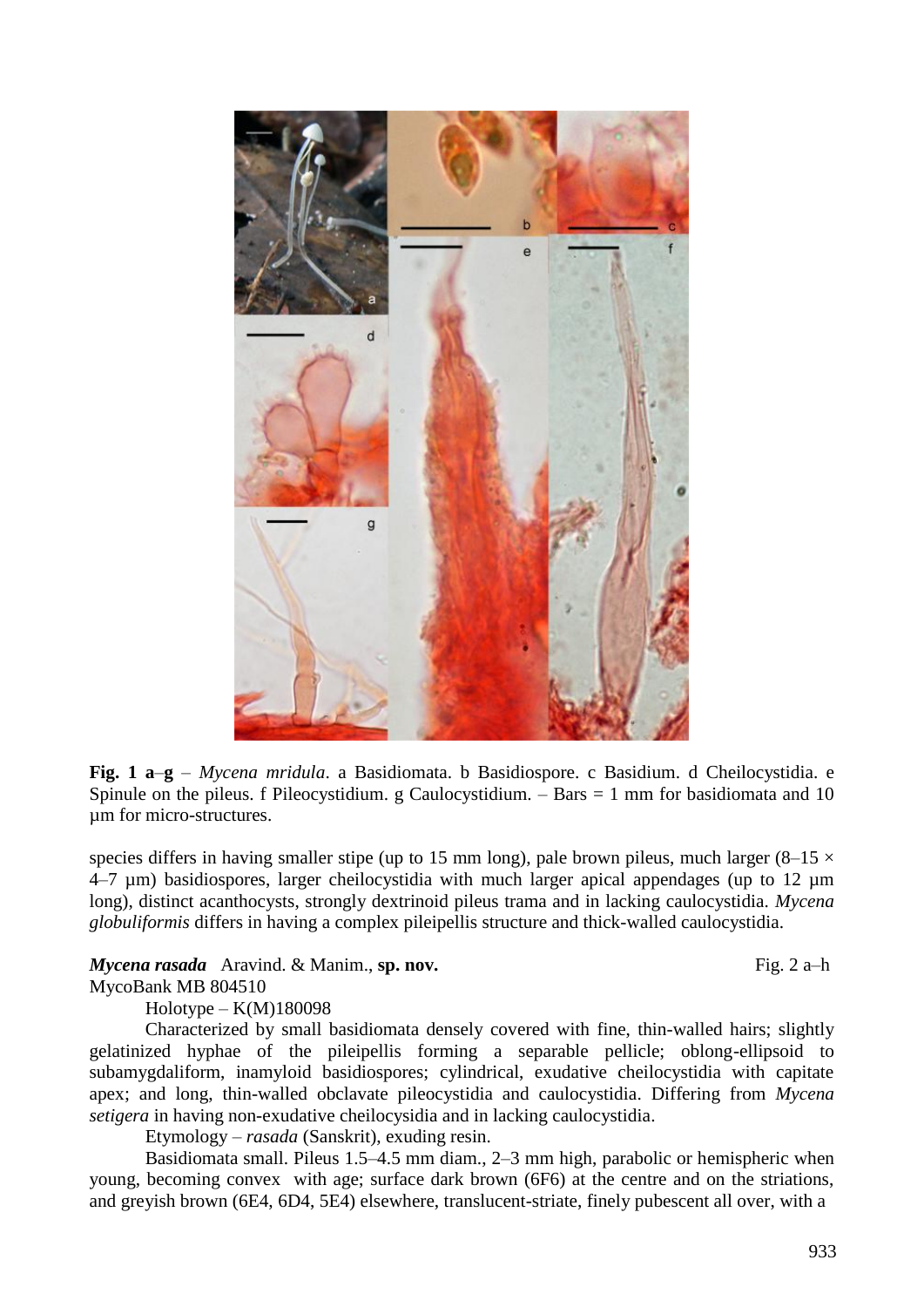**Fig. 1 a**–**g** – *Mycena mridula*. a Basidiomata. b Basidiospore. c Basidium. d Cheilocystidia. e Spinule on the pileus. f Pileocystidium. g Caulocystidium. – Bars = 1 mm for basidiomata and 10 µm for micro-structures.

species differs in having smaller stipe (up to 15 mm long), pale brown pileus, much larger (8–15 × 4–7 µm) basidiospores, larger cheilocystidia with much larger apical appendages (up to 12 µm long), distinct acanthocysts, strongly dextrinoid pileus trama and in lacking caulocystidia. *Mycena globuliformis* differs in having a complex pileipellis structure and thick-walled caulocystidia.

***Mycena rasada*** Aravind. & Manim., **sp. nov.** Fig. 2 a–h

MycoBank MB 804510

Holotype – K(M)180098

Characterized by small basidiomata densely covered with fine, thin-walled hairs; slightly gelatinized hyphae of the pileipellis forming a separable pellicle; oblong-ellipsoid to subamygdaliform, inamyloid basidiospores; cylindrical, exudative cheilocystidia with capitate apex; and long, thin-walled obclavate pileocystidia and caulocystidia. Differing from *Mycena setigera* in having non-exudative cheilocysidia and in lacking caulocystidia.

Etymology – *rasada* (Sanskrit), exuding resin.

Basidiomata small. Pileus 1.5–4.5 mm diam., 2–3 mm high, parabolic or hemispheric when young, becoming convex with age; surface dark brown (6F6) at the centre and on the striations, and greyish brown (6E4, 6D4, 5E4) elsewhere, translucent-striate, finely pubescent all over, with a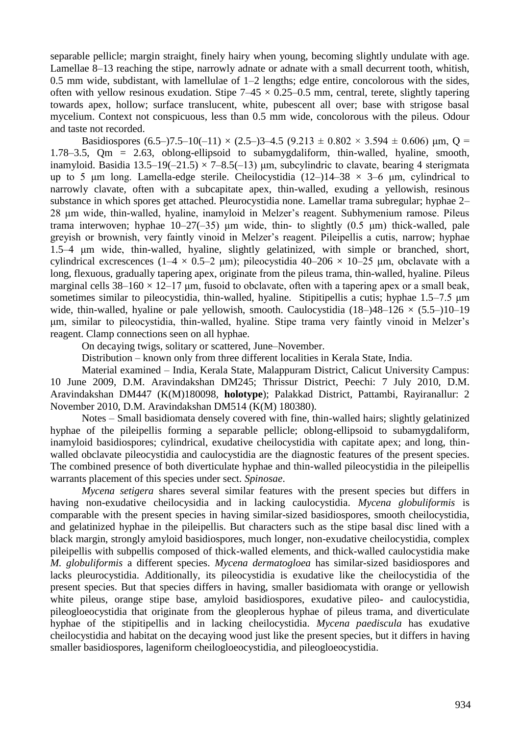separable pellicle; margin straight, finely hairy when young, becoming slightly undulate with age. Lamellae 8–13 reaching the stipe, narrowly adnate or adnate with a small decurrent tooth, whitish, 0.5 mm wide, subdistant, with lamellulae of 1–2 lengths; edge entire, concolorous with the sides, often with yellow resinous exudation. Stipe 7–45 × 0.25–0.5 mm, central, terete, slightly tapering towards apex, hollow; surface translucent, white, pubescent all over; base with strigose basal mycelium. Context not conspicuous, less than 0.5 mm wide, concolorous with the pileus. Odour and taste not recorded.

Basidiospores (6.5–)7.5–10(–11) × (2.5–)3–4.5 (9.213 ± 0.802 × 3.594 ± 0.606) µm, Q = 1.78–3.5, Qm = 2.63, oblong-ellipsoid to subamygdaliform, thin-walled, hyaline, smooth, inamyloid. Basidia 13.5–19(–21.5) × 7–8.5(–13) µm, subcylindric to clavate, bearing 4 sterigmata up to 5 µm long. Lamella-edge sterile. Cheilocystidia (12–)14–38 × 3–6 µm, cylindrical to narrowly clavate, often with a subcapitate apex, thin-walled, exuding a yellowish, resinous substance in which spores get attached. Pleurocystidia none. Lamellar trama subregular; hyphae 2–28 µm wide, thin-walled, hyaline, inamyloid in Melzer's reagent. Subhymenium ramose. Pileus trama interwoven; hyphae 10–27(–35) µm wide, thin- to slightly (0.5 µm) thick-walled, pale greyish or brownish, very faintly vinoid in Melzer's reagent. Pileipellis a cutis, narrow; hyphae 1.5–4 µm wide, thin-walled, hyaline, slightly gelatinized, with simple or branched, short, cylindrical excrescences (1–4 × 0.5–2 µm); pileocystidia 40–206 × 10–25 µm, obclavate with a long, flexuous, gradually tapering apex, originate from the pileus trama, thin-walled, hyaline. Pileus marginal cells 38–160 × 12–17 µm, fusoid to obclavate, often with a tapering apex or a small beak, sometimes similar to pileocystidia, thin-walled, hyaline. Stipitipellis a cutis; hyphae 1.5–7.5 µm wide, thin-walled, hyaline or pale yellowish, smooth. Caulocystidia (18–)48–126 × (5.5–)10–19 µm, similar to pileocystidia, thin-walled, hyaline. Stipe trama very faintly vinoid in Melzer's reagent. Clamp connections seen on all hyphae.

On decaying twigs, solitary or scattered, June–November.

Distribution – known only from three different localities in Kerala State, India.

Material examined – India, Kerala State, Malappuram District, Calicut University Campus: 10 June 2009, D.M. Aravindakshan DM245; Thrissur District, Peechi: 7 July 2010, D.M. Aravindakshan DM447 (K(M)180098, **holotype**); Palakkad District, Pattambi, Rayiranallur: 2 November 2010, D.M. Aravindakshan DM514 (K(M) 180380).

Notes – Small basidiomata densely covered with fine, thin-walled hairs; slightly gelatinized hyphae of the pileipellis forming a separable pellicle; oblong-ellipsoid to subamygdaliform, inamyloid basidiospores; cylindrical, exudative cheilocystidia with capitate apex; and long, thin-walled obclavate pileocystidia and caulocystidia are the diagnostic features of the present species. The combined presence of both diverticulate hyphae and thin-walled pileocystidia in the pileipellis warrants placement of this species under sect. *Spinosae*.

*Mycena setigera* shares several similar features with the present species but differs in having non-exudative cheilocysidia and in lacking caulocystidia. *Mycena globuliformis* is comparable with the present species in having similar-sized basidiospores, smooth cheilocystidia, and gelatinized hyphae in the pileipellis. But characters such as the stipe basal disc lined with a black margin, strongly amyloid basidiospores, much longer, non-exudative cheilocystidia, complex pileipellis with subpellis composed of thick-walled elements, and thick-walled caulocystidia make *M. globuliformis* a different species. *Mycena dermatogloea* has similar-sized basidiospores and lacks pleurocystidia. Additionally, its pileocystidia is exudative like the cheilocystidia of the present species. But that species differs in having, smaller basidiomata with orange or yellowish white pileus, orange stipe base, amyloid basidiospores, exudative pileo- and caulocystidia, pileogloeocystidia that originate from the gleoplerous hyphae of pileus trama, and diverticulate hyphae of the stipitipellis and in lacking cheilocystidia. *Mycena paediscula* has exudative cheilocystidia and habitat on the decaying wood just like the present species, but it differs in having smaller basidiospores, lageniform cheilogloeocystidia, and pileogloeocystidia.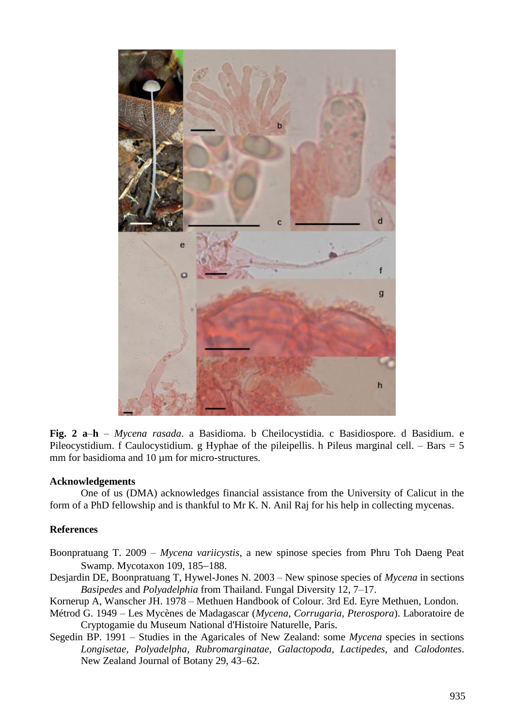**Fig. 2 a–h** – *Mycena rasada*. a Basidioma. b Cheilocystidia. c Basidiospore. d Basidium. e Pileocystidium. f Caulocystidium. g Hyphae of the pileipellis. h Pileus marginal cell. – Bars = 5 mm for basidioma and 10 µm for micro-structures.

## Acknowledgements

One of us (DMA) acknowledges financial assistance from the University of Calicut in the form of a PhD fellowship and is thankful to Mr K. N. Anil Raj for his help in collecting mycenas.

## References

Boonpratuang T. 2009 – *Mycena variicystis*, a new spinose species from Phru Toh Daeng Peat Swamp. Mycotaxon 109, 185–188.

Desjardin DE, Boonpratuang T, Hywel-Jones N. 2003 – New spinose species of *Mycena* in sections *Basipedes* and *Polyadelphia* from Thailand. Fungal Diversity 12, 7–17.

Kornerup A, Wanscher JH. 1978 – Methuen Handbook of Colour. 3rd Ed. Eyre Methuen, London.

Métrod G. 1949 – Les Mycènes de Madagascar (*Mycena, Corrugaria, Pterospora*). Laboratoire de Cryptogamie du Museum National d'Histoire Naturelle, Paris.

Segedin BP. 1991 – Studies in the Agaricales of New Zealand: some *Mycena* species in sections *Longisetae*, *Polyadelpha*, *Rubromarginatae*, *Galactopoda*, *Lactipedes*, and *Calodontes*. New Zealand Journal of Botany 29, 43–62.